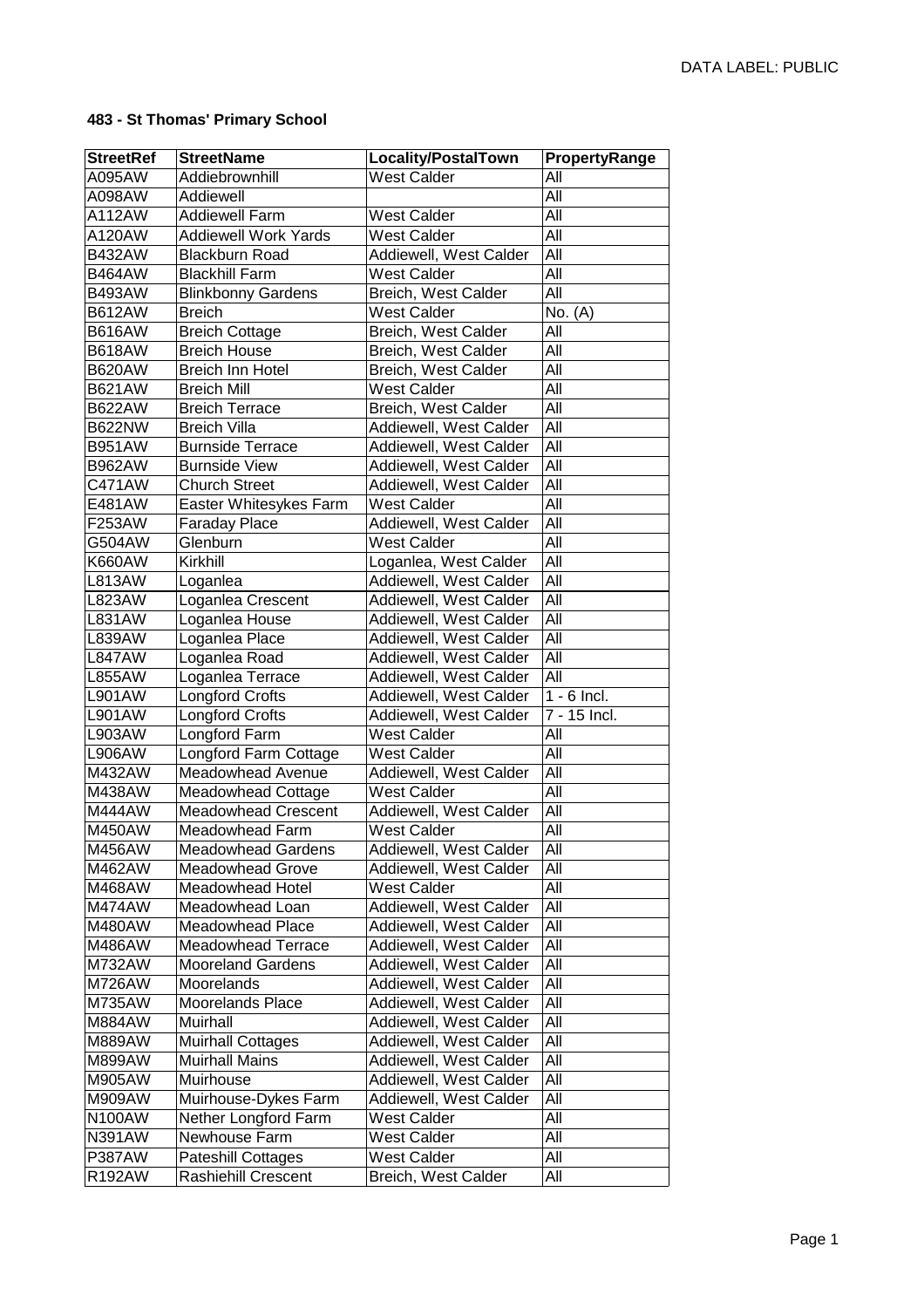**483 - St Thomas' Primary School**

| StreetRef | StreetName | Locality/PostalTown | PropertyRange |
|---|---|---|---|
| A095AW | Addiebrownhill | West Calder | All |
| A098AW | Addiewell | | All |
| A112AW | Addiewell Farm | West Calder | All |
| A120AW | Addiewell Work Yards | West Calder | All |
| B432AW | Blackburn Road | Addiewell, West Calder | All |
| B464AW | Blackhill Farm | West Calder | All |
| B493AW | Blinkbonny Gardens | Breich, West Calder | All |
| B612AW | Breich | West Calder | No. (A) |
| B616AW | Breich Cottage | Breich, West Calder | All |
| B618AW | Breich House | Breich, West Calder | All |
| B620AW | Breich Inn Hotel | Breich, West Calder | All |
| B621AW | Breich Mill | West Calder | All |
| B622AW | Breich Terrace | Breich, West Calder | All |
| B622NW | Breich Villa | Addiewell, West Calder | All |
| B951AW | Burnside Terrace | Addiewell, West Calder | All |
| B962AW | Burnside View | Addiewell, West Calder | All |
| C471AW | Church Street | Addiewell, West Calder | All |
| E481AW | Easter Whitesykes Farm | West Calder | All |
| F253AW | Faraday Place | Addiewell, West Calder | All |
| G504AW | Glenburn | West Calder | All |
| K660AW | Kirkhill | Loganlea, West Calder | All |
| L813AW | Loganlea | Addiewell, West Calder | All |
| L823AW | Loganlea Crescent | Addiewell, West Calder | All |
| L831AW | Loganlea House | Addiewell, West Calder | All |
| L839AW | Loganlea Place | Addiewell, West Calder | All |
| L847AW | Loganlea Road | Addiewell, West Calder | All |
| L855AW | Loganlea Terrace | Addiewell, West Calder | All |
| L901AW | Longford Crofts | Addiewell, West Calder | 1 - 6 Incl. |
| L901AW | Longford Crofts | Addiewell, West Calder | 7 - 15 Incl. |
| L903AW | Longford Farm | West Calder | All |
| L906AW | Longford Farm Cottage | West Calder | All |
| M432AW | Meadowhead Avenue | Addiewell, West Calder | All |
| M438AW | Meadowhead Cottage | West Calder | All |
| M444AW | Meadowhead Crescent | Addiewell, West Calder | All |
| M450AW | Meadowhead Farm | West Calder | All |
| M456AW | Meadowhead Gardens | Addiewell, West Calder | All |
| M462AW | Meadowhead Grove | Addiewell, West Calder | All |
| M468AW | Meadowhead Hotel | West Calder | All |
| M474AW | Meadowhead Loan | Addiewell, West Calder | All |
| M480AW | Meadowhead Place | Addiewell, West Calder | All |
| M486AW | Meadowhead Terrace | Addiewell, West Calder | All |
| M732AW | Mooreland Gardens | Addiewell, West Calder | All |
| M726AW | Moorelands | Addiewell, West Calder | All |
| M735AW | Moorelands Place | Addiewell, West Calder | All |
| M884AW | Muirhall | Addiewell, West Calder | All |
| M889AW | Muirhall Cottages | Addiewell, West Calder | All |
| M899AW | Muirhall Mains | Addiewell, West Calder | All |
| M905AW | Muirhouse | Addiewell, West Calder | All |
| M909AW | Muirhouse-Dykes Farm | Addiewell, West Calder | All |
| N100AW | Nether Longford Farm | West Calder | All |
| N391AW | Newhouse Farm | West Calder | All |
| P387AW | Pateshill Cottages | West Calder | All |
| R192AW | Rashiehill Crescent | Breich, West Calder | All |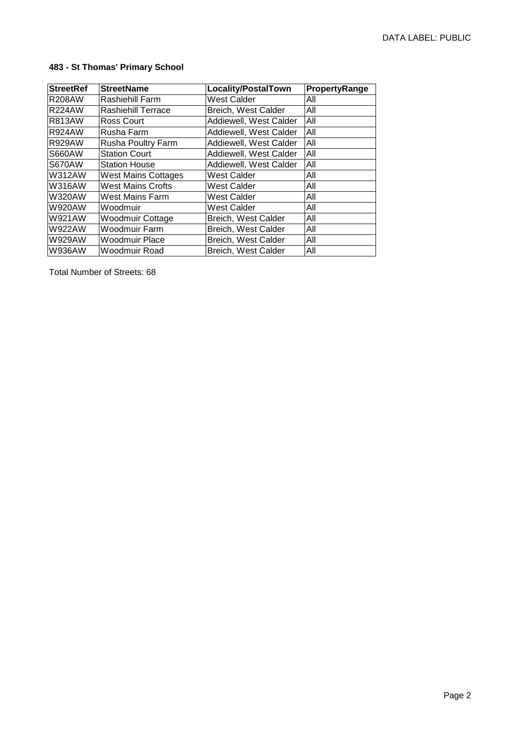**483 - St Thomas' Primary School**

| StreetRef | StreetName | Locality/PostalTown | PropertyRange |
|---|---|---|---|
| R208AW | Rashiehill Farm | West Calder | All |
| R224AW | Rashiehill Terrace | Breich, West Calder | All |
| R813AW | Ross Court | Addiewell, West Calder | All |
| R924AW | Rusha Farm | Addiewell, West Calder | All |
| R929AW | Rusha Poultry Farm | Addiewell, West Calder | All |
| S660AW | Station Court | Addiewell, West Calder | All |
| S670AW | Station House | Addiewell, West Calder | All |
| W312AW | West Mains Cottages | West Calder | All |
| W316AW | West Mains Crofts | West Calder | All |
| W320AW | West Mains Farm | West Calder | All |
| W920AW | Woodmuir | West Calder | All |
| W921AW | Woodmuir Cottage | Breich, West Calder | All |
| W922AW | Woodmuir Farm | Breich, West Calder | All |
| W929AW | Woodmuir Place | Breich, West Calder | All |
| W936AW | Woodmuir Road | Breich, West Calder | All |

Total Number of Streets: 68